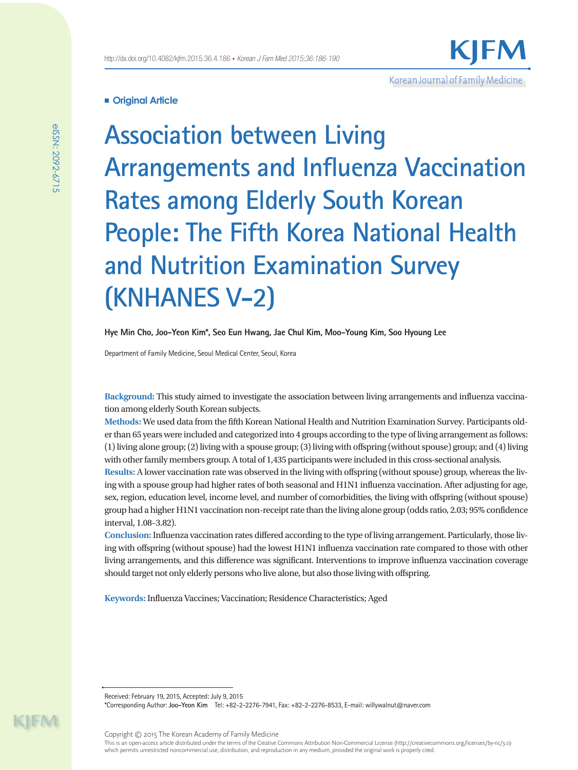■ Original Article

# Association between Living Arrangements and Influenza Vaccination Rates among Elderly South Korean People: The Fifth Korea National Health and Nutrition Examination Survey (KNHANES V-2)

**Hye Min Cho, Joo-Yeon Kim*, Seo Eun Hwang, Jae Chul Kim, Moo-Young Kim, Soo Hyoung Lee**

Department of Family Medicine, Seoul Medical Center, Seoul, Korea

**Background:** This study aimed to investigate the association between living arrangements and influenza vaccination among elderly South Korean subjects.

**Methods:** We used data from the fifth Korean National Health and Nutrition Examination Survey. Participants older than 65 years were included and categorized into 4 groups according to the type of living arrangement as follows: (1) living alone group; (2) living with a spouse group; (3) living with offspring (without spouse) group; and (4) living with other family members group. A total of 1,435 participants were included in this cross-sectional analysis.

**Results:** A lower vaccination rate was observed in the living with offspring (without spouse) group, whereas the living with a spouse group had higher rates of both seasonal and H1N1 influenza vaccination. After adjusting for age, sex, region, education level, income level, and number of comorbidities, the living with offspring (without spouse) group had a higher H1N1 vaccination non-receipt rate than the living alone group (odds ratio, 2.03; 95% confidence interval, 1.08–3.82).

**Conclusion:** Influenza vaccination rates differed according to the type of living arrangement. Particularly, those living with offspring (without spouse) had the lowest H1N1 influenza vaccination rate compared to those with other living arrangements, and this difference was significant. Interventions to improve influenza vaccination coverage should target not only elderly persons who live alone, but also those living with offspring.

**Keywords:** Influenza Vaccines; Vaccination; Residence Characteristics; Aged

Received: February 19, 2015, Accepted: July 9, 2015

*Corresponding Author: **Joo-Yeon Kim** Tel: +82-2-2276-7941, Fax: +82-2-2276-8533, E-mail: willywalnut@naver.com

Copyright © 2015 The Korean Academy of Family Medicine

This is an open-access article distributed under the terms of the Creative Commons Attribution Non-Commercial License (http://creativecommons.org/licenses/by-nc/3.0) which permits unrestricted noncommercial use, distribution, and reproduction in any medium, provided the original work is properly cited.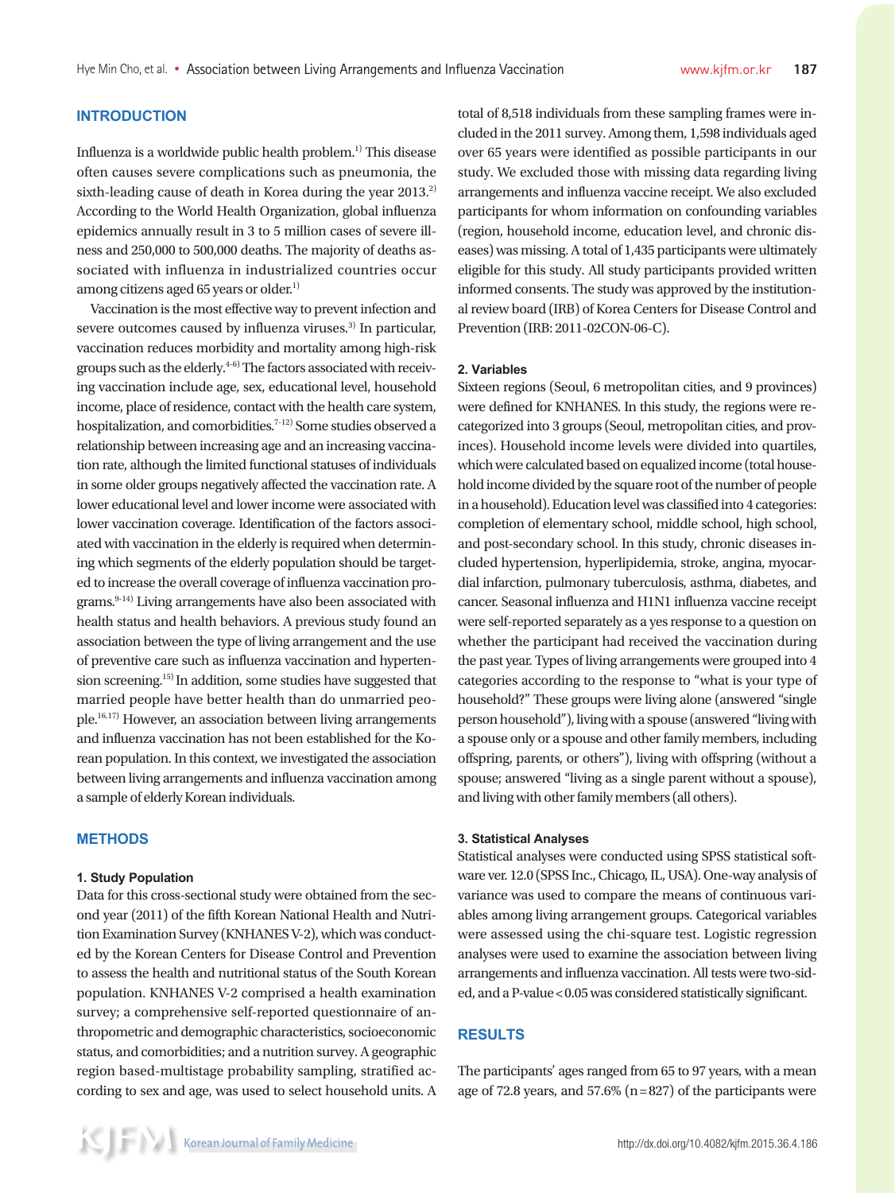## INTRODUCTION

Influenza is a worldwide public health problem.[1] This disease often causes severe complications such as pneumonia, the sixth-leading cause of death in Korea during the year 2013.[2] According to the World Health Organization, global influenza epidemics annually result in 3 to 5 million cases of severe illness and 250,000 to 500,000 deaths. The majority of deaths associated with influenza in industrialized countries occur among citizens aged 65 years or older.[1]

Vaccination is the most effective way to prevent infection and severe outcomes caused by influenza viruses.[3] In particular, vaccination reduces morbidity and mortality among high-risk groups such as the elderly.[4-6] The factors associated with receiving vaccination include age, sex, educational level, household income, place of residence, contact with the health care system, hospitalization, and comorbidities.[7-12] Some studies observed a relationship between increasing age and an increasing vaccination rate, although the limited functional statuses of individuals in some older groups negatively affected the vaccination rate. A lower educational level and lower income were associated with lower vaccination coverage. Identification of the factors associated with vaccination in the elderly is required when determining which segments of the elderly population should be targeted to increase the overall coverage of influenza vaccination programs.[9-14] Living arrangements have also been associated with health status and health behaviors. A previous study found an association between the type of living arrangement and the use of preventive care such as influenza vaccination and hypertension screening.[15] In addition, some studies have suggested that married people have better health than do unmarried people.[16,17] However, an association between living arrangements and influenza vaccination has not been established for the Korean population. In this context, we investigated the association between living arrangements and influenza vaccination among a sample of elderly Korean individuals.

## METHODS

### 1. Study Population

Data for this cross-sectional study were obtained from the second year (2011) of the fifth Korean National Health and Nutrition Examination Survey (KNHANES V-2), which was conducted by the Korean Centers for Disease Control and Prevention to assess the health and nutritional status of the South Korean population. KNHANES V-2 comprised a health examination survey; a comprehensive self-reported questionnaire of anthropometric and demographic characteristics, socioeconomic status, and comorbidities; and a nutrition survey. A geographic region based-multistage probability sampling, stratified according to sex and age, was used to select household units. A total of 8,518 individuals from these sampling frames were included in the 2011 survey. Among them, 1,598 individuals aged over 65 years were identified as possible participants in our study. We excluded those with missing data regarding living arrangements and influenza vaccine receipt. We also excluded participants for whom information on confounding variables (region, household income, education level, and chronic diseases) was missing. A total of 1,435 participants were ultimately eligible for this study. All study participants provided written informed consents. The study was approved by the institutional review board (IRB) of Korea Centers for Disease Control and Prevention (IRB: 2011-02CON-06-C).

### 2. Variables

Sixteen regions (Seoul, 6 metropolitan cities, and 9 provinces) were defined for KNHANES. In this study, the regions were re-categorized into 3 groups (Seoul, metropolitan cities, and provinces). Household income levels were divided into quartiles, which were calculated based on equalized income (total household income divided by the square root of the number of people in a household). Education level was classified into 4 categories: completion of elementary school, middle school, high school, and post-secondary school. In this study, chronic diseases included hypertension, hyperlipidemia, stroke, angina, myocardial infarction, pulmonary tuberculosis, asthma, diabetes, and cancer. Seasonal influenza and H1N1 influenza vaccine receipt were self-reported separately as a yes response to a question on whether the participant had received the vaccination during the past year. Types of living arrangements were grouped into 4 categories according to the response to "what is your type of household?" These groups were living alone (answered "single person household"), living with a spouse (answered "living with a spouse only or a spouse and other family members, including offspring, parents, or others"), living with offspring (without a spouse; answered "living as a single parent without a spouse), and living with other family members (all others).

### 3. Statistical Analyses

Statistical analyses were conducted using SPSS statistical software ver. 12.0 (SPSS Inc., Chicago, IL, USA). One-way analysis of variance was used to compare the means of continuous variables among living arrangement groups. Categorical variables were assessed using the chi-square test. Logistic regression analyses were used to examine the association between living arrangements and influenza vaccination. All tests were two-sided, and a P-value < 0.05 was considered statistically significant.

## RESULTS

The participants' ages ranged from 65 to 97 years, with a mean age of 72.8 years, and 57.6% (n = 827) of the participants were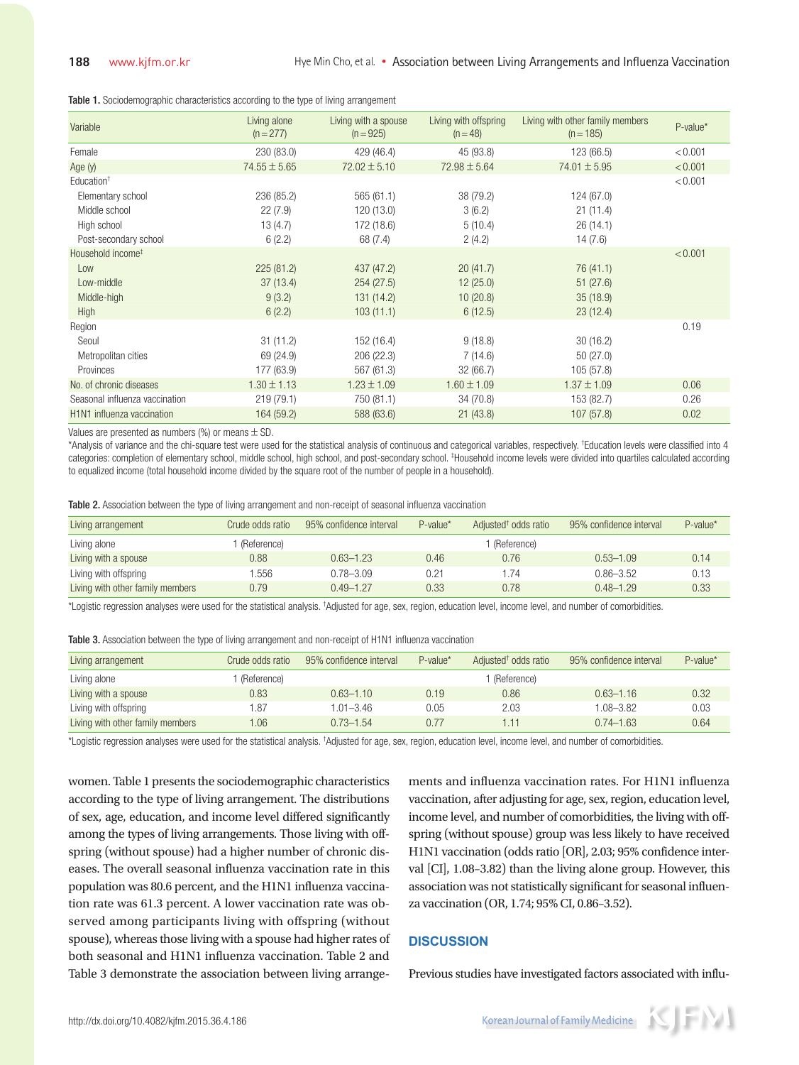**Table 1.** Sociodemographic characteristics according to the type of living arrangement

| Variable | Living alone (n=277) | Living with a spouse (n=925) | Living with offspring (n=48) | Living with other family members (n=185) | P-value* |
|---|---|---|---|---|---|
| Female | 230 (83.0) | 429 (46.4) | 45 (93.8) | 123 (66.5) | <0.001 |
| Age (y) | 74.55±5.65 | 72.02±5.10 | 72.98±5.64 | 74.01±5.95 | <0.001 |
| Education† | | | | | <0.001 |
| Elementary school | 236 (85.2) | 565 (61.1) | 38 (79.2) | 124 (67.0) | |
| Middle school | 22 (7.9) | 120 (13.0) | 3 (6.2) | 21 (11.4) | |
| High school | 13 (4.7) | 172 (18.6) | 5 (10.4) | 26 (14.1) | |
| Post-secondary school | 6 (2.2) | 68 (7.4) | 2 (4.2) | 14 (7.6) | |
| Household income‡ | | | | | <0.001 |
| Low | 225 (81.2) | 437 (47.2) | 20 (41.7) | 76 (41.1) | |
| Low-middle | 37 (13.4) | 254 (27.5) | 12 (25.0) | 51 (27.6) | |
| Middle-high | 9 (3.2) | 131 (14.2) | 10 (20.8) | 35 (18.9) | |
| High | 6 (2.2) | 103 (11.1) | 6 (12.5) | 23 (12.4) | |
| Region | | | | | 0.19 |
| Seoul | 31 (11.2) | 152 (16.4) | 9 (18.8) | 30 (16.2) | |
| Metropolitan cities | 69 (24.9) | 206 (22.3) | 7 (14.6) | 50 (27.0) | |
| Provinces | 177 (63.9) | 567 (61.3) | 32 (66.7) | 105 (57.8) | |
| No. of chronic diseases | 1.30±1.13 | 1.23±1.09 | 1.60±1.09 | 1.37±1.09 | 0.06 |
| Seasonal influenza vaccination | 219 (79.1) | 750 (81.1) | 34 (70.8) | 153 (82.7) | 0.26 |
| H1N1 influenza vaccination | 164 (59.2) | 588 (63.6) | 21 (43.8) | 107 (57.8) | 0.02 |

Values are presented as numbers (%) or means ± SD.
*Analysis of variance and the chi-square test were used for the statistical analysis of continuous and categorical variables, respectively. †Education levels were classified into 4 categories: completion of elementary school, middle school, high school, and post-secondary school. ‡Household income levels were divided into quartiles calculated according to equalized income (total household income divided by the square root of the number of people in a household).

**Table 2.** Association between the type of living arrangement and non-receipt of seasonal influenza vaccination

| Living arrangement | Crude odds ratio | 95% confidence interval | P-value* | Adjusted† odds ratio | 95% confidence interval | P-value* |
|---|---|---|---|---|---|---|
| Living alone | 1 (Reference) | | | 1 (Reference) | | |
| Living with a spouse | 0.88 | 0.63–1.23 | 0.46 | 0.76 | 0.53–1.09 | 0.14 |
| Living with offspring | 1.556 | 0.78–3.09 | 0.21 | 1.74 | 0.86–3.52 | 0.13 |
| Living with other family members | 0.79 | 0.49–1.27 | 0.33 | 0.78 | 0.48–1.29 | 0.33 |

*Logistic regression analyses were used for the statistical analysis. †Adjusted for age, sex, region, education level, income level, and number of comorbidities.

**Table 3.** Association between the type of living arrangement and non-receipt of H1N1 influenza vaccination

| Living arrangement | Crude odds ratio | 95% confidence interval | P-value* | Adjusted† odds ratio | 95% confidence interval | P-value* |
|---|---|---|---|---|---|---|
| Living alone | 1 (Reference) | | | 1 (Reference) | | |
| Living with a spouse | 0.83 | 0.63–1.10 | 0.19 | 0.86 | 0.63–1.16 | 0.32 |
| Living with offspring | 1.87 | 1.01–3.46 | 0.05 | 2.03 | 1.08–3.82 | 0.03 |
| Living with other family members | 1.06 | 0.73–1.54 | 0.77 | 1.11 | 0.74–1.63 | 0.64 |

*Logistic regression analyses were used for the statistical analysis. †Adjusted for age, sex, region, education level, income level, and number of comorbidities.

women. Table 1 presents the sociodemographic characteristics according to the type of living arrangement. The distributions of sex, age, education, and income level differed significantly among the types of living arrangements. Those living with offspring (without spouse) had a higher number of chronic diseases. The overall seasonal influenza vaccination rate in this population was 80.6 percent, and the H1N1 influenza vaccination rate was 61.3 percent. A lower vaccination rate was observed among participants living with offspring (without spouse), whereas those living with a spouse had higher rates of both seasonal and H1N1 influenza vaccination. Table 2 and Table 3 demonstrate the association between living arrangements and influenza vaccination rates. For H1N1 influenza vaccination, after adjusting for age, sex, region, education level, income level, and number of comorbidities, the living with offspring (without spouse) group was less likely to have received H1N1 vaccination (odds ratio [OR], 2.03; 95% confidence interval [CI], 1.08–3.82) than the living alone group. However, this association was not statistically significant for seasonal influenza vaccination (OR, 1.74; 95% CI, 0.86–3.52).

## DISCUSSION

Previous studies have investigated factors associated with influ-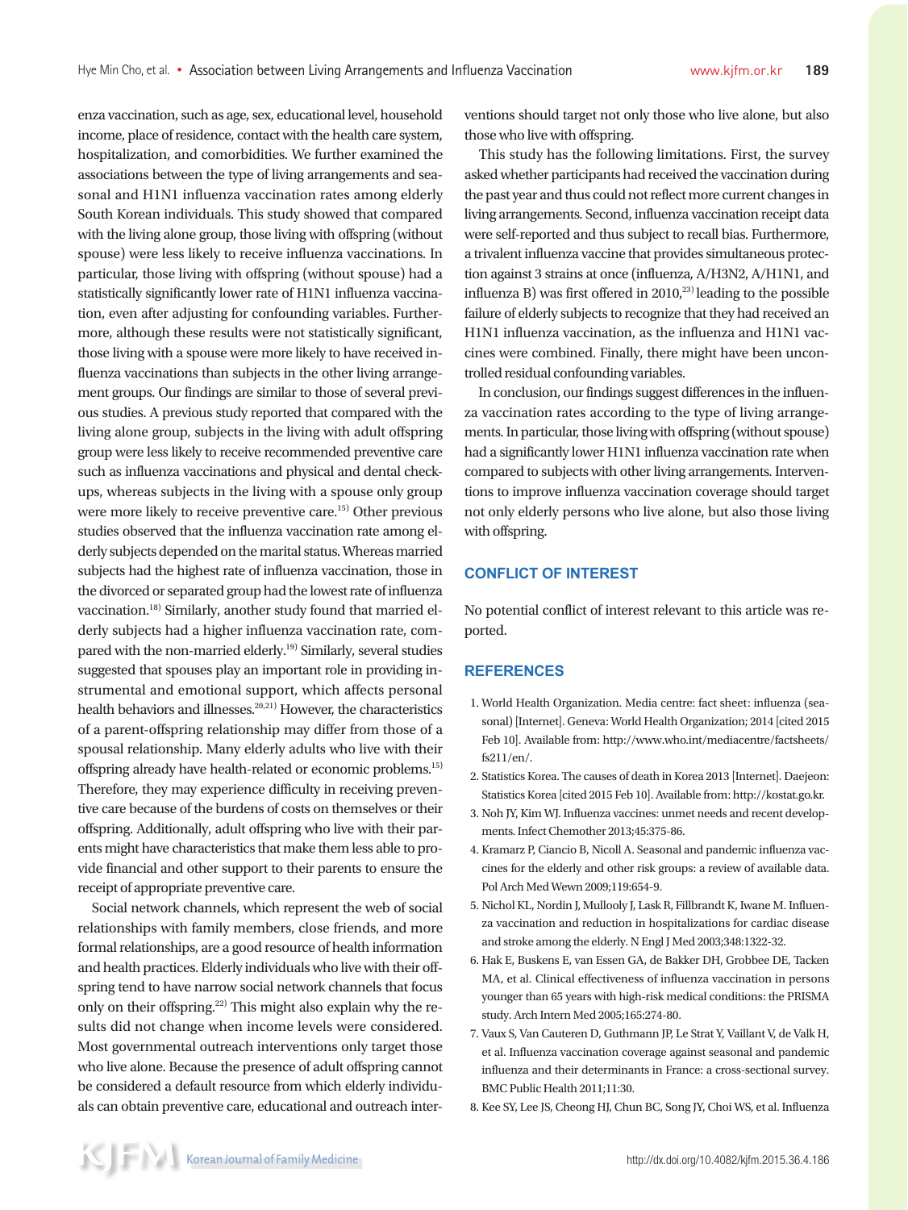enza vaccination, such as age, sex, educational level, household income, place of residence, contact with the health care system, hospitalization, and comorbidities. We further examined the associations between the type of living arrangements and seasonal and H1N1 influenza vaccination rates among elderly South Korean individuals. This study showed that compared with the living alone group, those living with offspring (without spouse) were less likely to receive influenza vaccinations. In particular, those living with offspring (without spouse) had a statistically significantly lower rate of H1N1 influenza vaccination, even after adjusting for confounding variables. Furthermore, although these results were not statistically significant, those living with a spouse were more likely to have received influenza vaccinations than subjects in the other living arrangement groups. Our findings are similar to those of several previous studies. A previous study reported that compared with the living alone group, subjects in the living with adult offspring group were less likely to receive recommended preventive care such as influenza vaccinations and physical and dental checkups, whereas subjects in the living with a spouse only group were more likely to receive preventive care.[15] Other previous studies observed that the influenza vaccination rate among elderly subjects depended on the marital status. Whereas married subjects had the highest rate of influenza vaccination, those in the divorced or separated group had the lowest rate of influenza vaccination.[18] Similarly, another study found that married elderly subjects had a higher influenza vaccination rate, compared with the non-married elderly.[19] Similarly, several studies suggested that spouses play an important role in providing instrumental and emotional support, which affects personal health behaviors and illnesses.[20,21] However, the characteristics of a parent-offspring relationship may differ from those of a spousal relationship. Many elderly adults who live with their offspring already have health-related or economic problems.[15] Therefore, they may experience difficulty in receiving preventive care because of the burdens of costs on themselves or their offspring. Additionally, adult offspring who live with their parents might have characteristics that make them less able to provide financial and other support to their parents to ensure the receipt of appropriate preventive care.

Social network channels, which represent the web of social relationships with family members, close friends, and more formal relationships, are a good resource of health information and health practices. Elderly individuals who live with their offspring tend to have narrow social network channels that focus only on their offspring.[22] This might also explain why the results did not change when income levels were considered. Most governmental outreach interventions only target those who live alone. Because the presence of adult offspring cannot be considered a default resource from which elderly individuals can obtain preventive care, educational and outreach interventions should target not only those who live alone, but also those who live with offspring.

This study has the following limitations. First, the survey asked whether participants had received the vaccination during the past year and thus could not reflect more current changes in living arrangements. Second, influenza vaccination receipt data were self-reported and thus subject to recall bias. Furthermore, a trivalent influenza vaccine that provides simultaneous protection against 3 strains at once (influenza, A/H3N2, A/H1N1, and influenza B) was first offered in 2010,[23] leading to the possible failure of elderly subjects to recognize that they had received an H1N1 influenza vaccination, as the influenza and H1N1 vaccines were combined. Finally, there might have been uncontrolled residual confounding variables.

In conclusion, our findings suggest differences in the influenza vaccination rates according to the type of living arrangements. In particular, those living with offspring (without spouse) had a significantly lower H1N1 influenza vaccination rate when compared to subjects with other living arrangements. Interventions to improve influenza vaccination coverage should target not only elderly persons who live alone, but also those living with offspring.

## CONFLICT OF INTEREST

No potential conflict of interest relevant to this article was reported.

## REFERENCES

1. World Health Organization. Media centre: fact sheet: influenza (seasonal) [Internet]. Geneva: World Health Organization; 2014 [cited 2015 Feb 10]. Available from: http://www.who.int/mediacentre/factsheets/fs211/en/.
2. Statistics Korea. The causes of death in Korea 2013 [Internet]. Daejeon: Statistics Korea [cited 2015 Feb 10]. Available from: http://kostat.go.kr.
3. Noh JY, Kim WJ. Influenza vaccines: unmet needs and recent developments. Infect Chemother 2013;45:375-86.
4. Kramarz P, Ciancio B, Nicoll A. Seasonal and pandemic influenza vaccines for the elderly and other risk groups: a review of available data. Pol Arch Med Wewn 2009;119:654-9.
5. Nichol KL, Nordin J, Mullooly J, Lask R, Fillbrandt K, Iwane M. Influenza vaccination and reduction in hospitalizations for cardiac disease and stroke among the elderly. N Engl J Med 2003;348:1322-32.
6. Hak E, Buskens E, van Essen GA, de Bakker DH, Grobbee DE, Tacken MA, et al. Clinical effectiveness of influenza vaccination in persons younger than 65 years with high-risk medical conditions: the PRISMA study. Arch Intern Med 2005;165:274-80.
7. Vaux S, Van Cauteren D, Guthmann JP, Le Strat Y, Vaillant V, de Valk H, et al. Influenza vaccination coverage against seasonal and pandemic influenza and their determinants in France: a cross-sectional survey. BMC Public Health 2011;11:30.
8. Kee SY, Lee JS, Cheong HJ, Chun BC, Song JY, Choi WS, et al. Influenza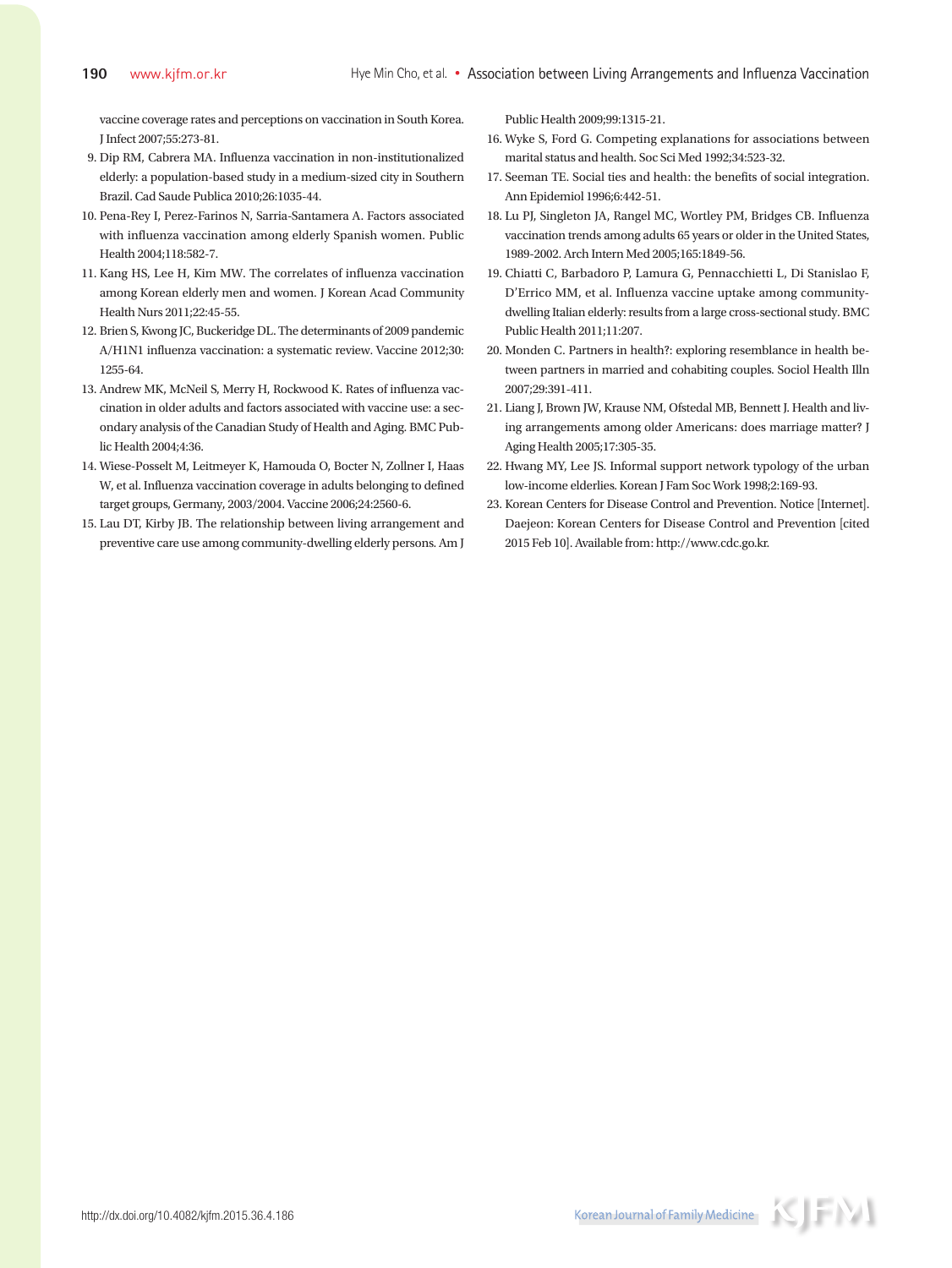vaccine coverage rates and perceptions on vaccination in South Korea. J Infect 2007;55:273-81.

9. Dip RM, Cabrera MA. Influenza vaccination in non-institutionalized elderly: a population-based study in a medium-sized city in Southern Brazil. Cad Saude Publica 2010;26:1035-44.
10. Pena-Rey I, Perez-Farinos N, Sarria-Santamera A. Factors associated with influenza vaccination among elderly Spanish women. Public Health 2004;118:582-7.
11. Kang HS, Lee H, Kim MW. The correlates of influenza vaccination among Korean elderly men and women. J Korean Acad Community Health Nurs 2011;22:45-55.
12. Brien S, Kwong JC, Buckeridge DL. The determinants of 2009 pandemic A/H1N1 influenza vaccination: a systematic review. Vaccine 2012;30:1255-64.
13. Andrew MK, McNeil S, Merry H, Rockwood K. Rates of influenza vaccination in older adults and factors associated with vaccine use: a secondary analysis of the Canadian Study of Health and Aging. BMC Public Health 2004;4:36.
14. Wiese-Posselt M, Leitmeyer K, Hamouda O, Bocter N, Zollner I, Haas W, et al. Influenza vaccination coverage in adults belonging to defined target groups, Germany, 2003/2004. Vaccine 2006;24:2560-6.
15. Lau DT, Kirby JB. The relationship between living arrangement and preventive care use among community-dwelling elderly persons. Am J Public Health 2009;99:1315-21.
16. Wyke S, Ford G. Competing explanations for associations between marital status and health. Soc Sci Med 1992;34:523-32.
17. Seeman TE. Social ties and health: the benefits of social integration. Ann Epidemiol 1996;6:442-51.
18. Lu PJ, Singleton JA, Rangel MC, Wortley PM, Bridges CB. Influenza vaccination trends among adults 65 years or older in the United States, 1989-2002. Arch Intern Med 2005;165:1849-56.
19. Chiatti C, Barbadoro P, Lamura G, Pennacchietti L, Di Stanislao F, D'Errico MM, et al. Influenza vaccine uptake among community-dwelling Italian elderly: results from a large cross-sectional study. BMC Public Health 2011;11:207.
20. Monden C. Partners in health?: exploring resemblance in health between partners in married and cohabiting couples. Sociol Health Illn 2007;29:391-411.
21. Liang J, Brown JW, Krause NM, Ofstedal MB, Bennett J. Health and living arrangements among older Americans: does marriage matter? J Aging Health 2005;17:305-35.
22. Hwang MY, Lee JS. Informal support network typology of the urban low-income elderlies. Korean J Fam Soc Work 1998;2:169-93.
23. Korean Centers for Disease Control and Prevention. Notice [Internet]. Daejeon: Korean Centers for Disease Control and Prevention [cited 2015 Feb 10]. Available from: http://www.cdc.go.kr.